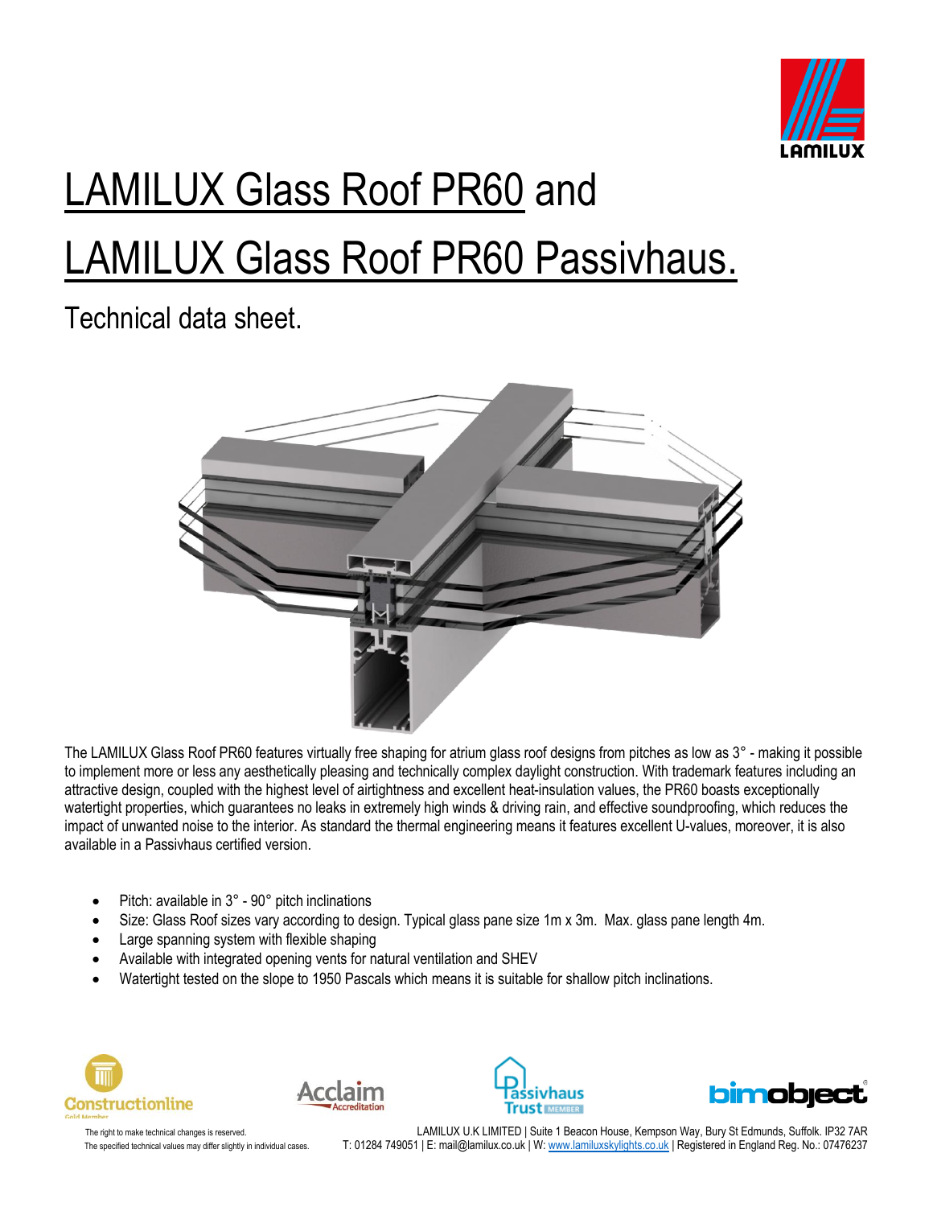# LAMILUX Glass Roof PR60 and LAMILUX Glass Roof PR60 Passivhaus.

## Technical data sheet.

The LAMILUX Glass Roof PR60 features virtually free shaping for atrium glass roof designs from pitches as low as 3° - making it possible to implement more or less any aesthetically pleasing and technically complex daylight construction. With trademark features including an attractive design, coupled with the highest level of airtightness and excellent heat-insulation values, the PR60 boasts exceptionally watertight properties, which guarantees no leaks in extremely high winds & driving rain, and effective soundproofing, which reduces the impact of unwanted noise to the interior. As standard the thermal engineering means it features excellent U-values, moreover, it is also available in a Passivhaus certified version.

- Pitch: available in 3° - 90° pitch inclinations
- Size: Glass Roof sizes vary according to design. Typical glass pane size 1m x 3m. Max. glass pane length 4m.
- Large spanning system with flexible shaping
- Available with integrated opening vents for natural ventilation and SHEV
- Watertight tested on the slope to 1950 Pascals which means it is suitable for shallow pitch inclinations.

The right to make technical changes is reserved.
The specified technical values may differ slightly in individual cases.

LAMILUX U.K LIMITED | Suite 1 Beacon House, Kempson Way, Bury St Edmunds, Suffolk. IP32 7AR
T: 01284 749051 | E: mail@lamilux.co.uk | W: www.lamiluxskylights.co.uk | Registered in England Reg. No.: 07476237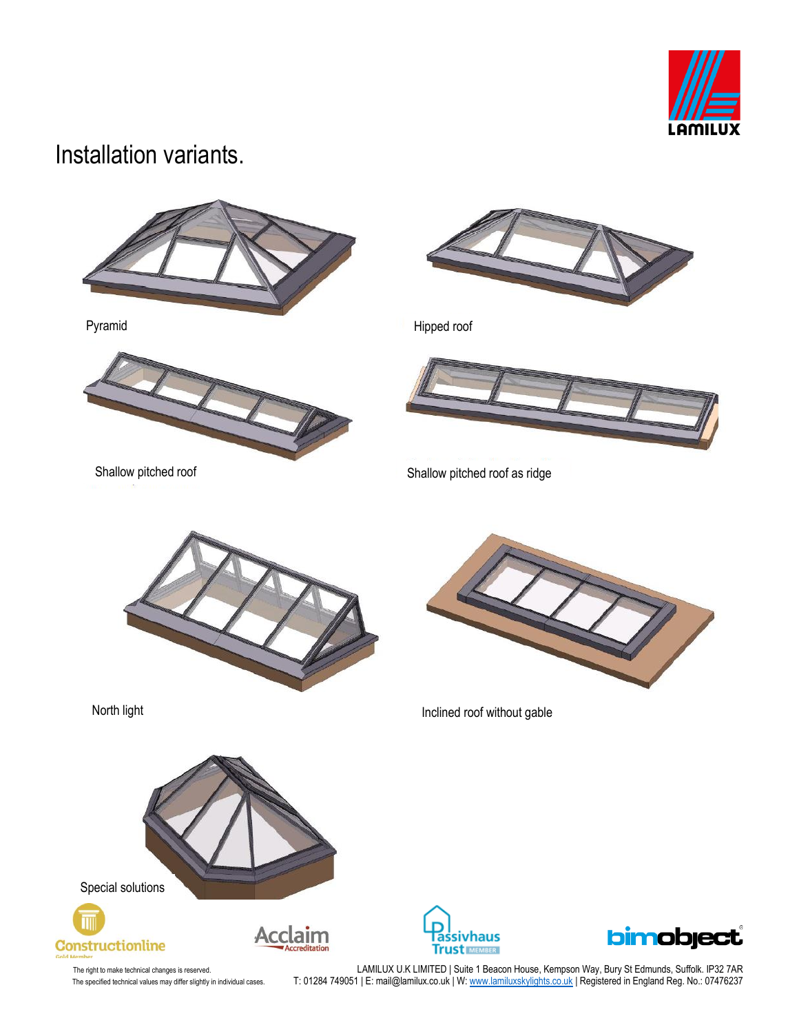# Installation variants.

Pyramid

Hipped roof

Shallow pitched roof

Shallow pitched roof as ridge

North light

Inclined roof without gable

Special solutions

The right to make technical changes is reserved.
The specified technical values may differ slightly in individual cases.

LAMILUX U.K LIMITED | Suite 1 Beacon House, Kempson Way, Bury St Edmunds, Suffolk. IP32 7AR
T: 01284 749051 | E: mail@lamilux.co.uk | W: www.lamiluxskylights.co.uk | Registered in England Reg. No.: 07476237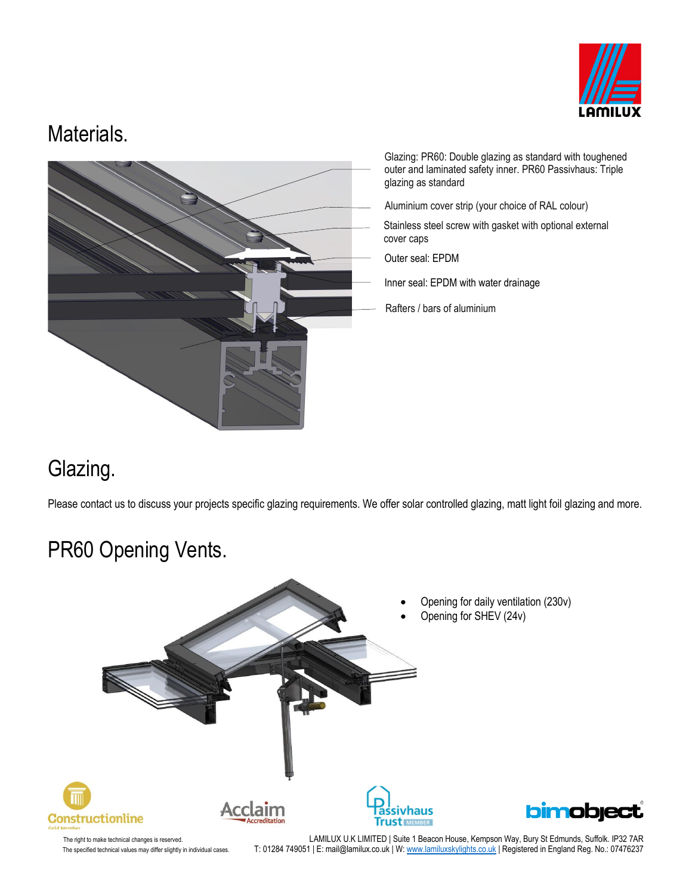## Materials.

Glazing: PR60: Double glazing as standard with toughened outer and laminated safety inner. PR60 Passivhaus: Triple glazing as standard

Aluminium cover strip (your choice of RAL colour)

Stainless steel screw with gasket with optional external cover caps

Outer seal: EPDM

Inner seal: EPDM with water drainage

Rafters / bars of aluminium

## Glazing.

Please contact us to discuss your projects specific glazing requirements. We offer solar controlled glazing, matt light foil glazing and more.

## PR60 Opening Vents.

- Opening for daily ventilation (230v)
- Opening for SHEV (24v)

The right to make technical changes is reserved.
The specified technical values may differ slightly in individual cases.

LAMILUX U.K LIMITED | Suite 1 Beacon House, Kempson Way, Bury St Edmunds, Suffolk. IP32 7AR
T: 01284 749051 | E: mail@lamilux.co.uk | W: www.lamiluxskylights.co.uk | Registered in England Reg. No.: 07476237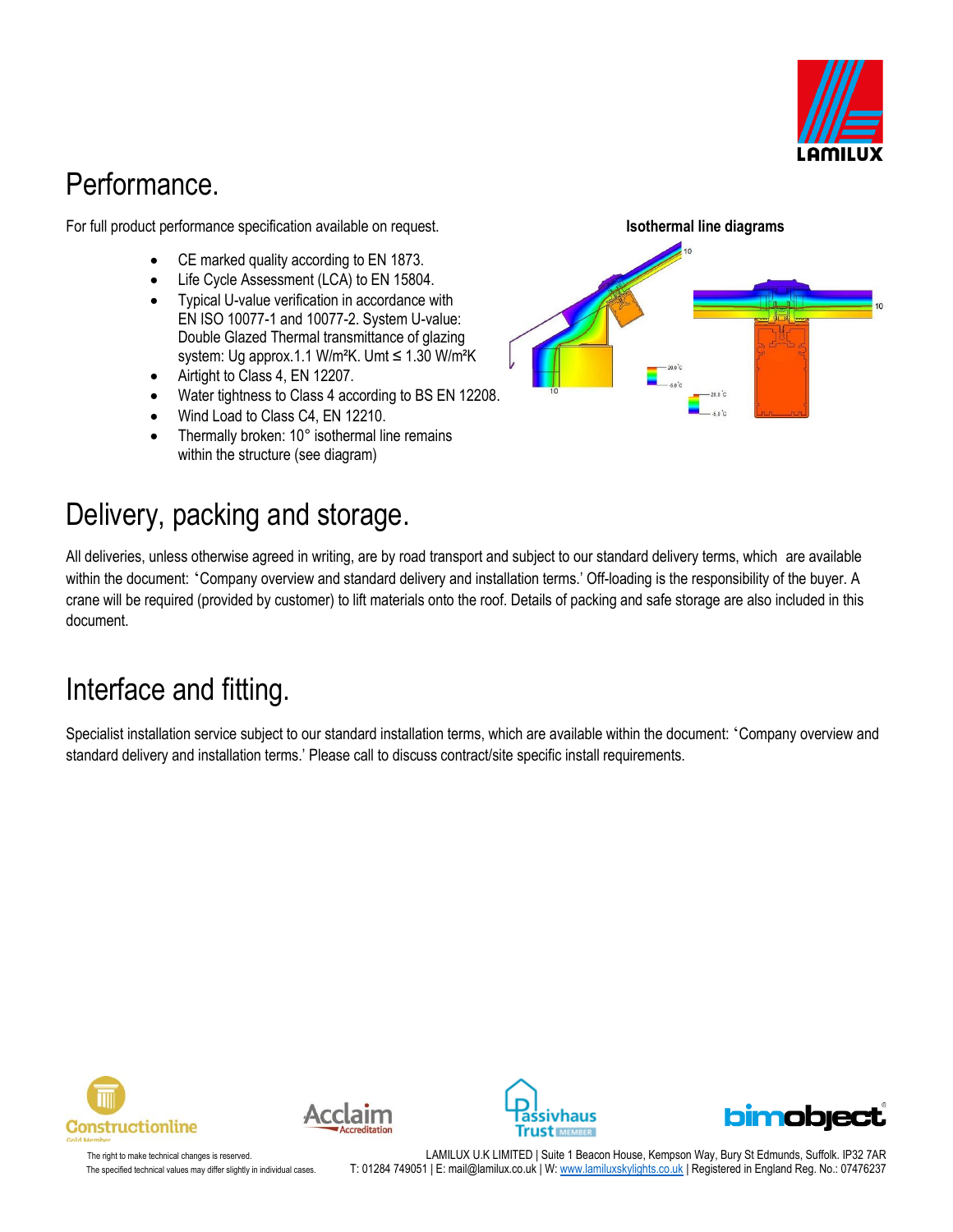## Performance.

For full product performance specification available on request.

- CE marked quality according to EN 1873.
- Life Cycle Assessment (LCA) to EN 15804.
- Typical U-value verification in accordance with EN ISO 10077-1 and 10077-2. System U-value: Double Glazed Thermal transmittance of glazing system: Ug approx.1.1 W/m²K. Umt ≤ 1.30 W/m²K
- Airtight to Class 4, EN 12207.
- Water tightness to Class 4 according to BS EN 12208.
- Wind Load to Class C4, EN 12210.
- Thermally broken: 10° isothermal line remains within the structure (see diagram)

**Isothermal line diagrams**

10

10

10

20,0 °C

-5,0 °C

20,0 °C

-5,0 °C

## Delivery, packing and storage.

All deliveries, unless otherwise agreed in writing, are by road transport and subject to our standard delivery terms, which are available within the document: 'Company overview and standard delivery and installation terms.' Off-loading is the responsibility of the buyer. A crane will be required (provided by customer) to lift materials onto the roof. Details of packing and safe storage are also included in this document.

## Interface and fitting.

Specialist installation service subject to our standard installation terms, which are available within the document: 'Company overview and standard delivery and installation terms.' Please call to discuss contract/site specific install requirements.

The right to make technical changes is reserved.
The specified technical values may differ slightly in individual cases.

LAMILUX U.K LIMITED | Suite 1 Beacon House, Kempson Way, Bury St Edmunds, Suffolk. IP32 7AR
T: 01284 749051 | E: mail@lamilux.co.uk | W: www.lamiluxskylights.co.uk | Registered in England Reg. No.: 07476237